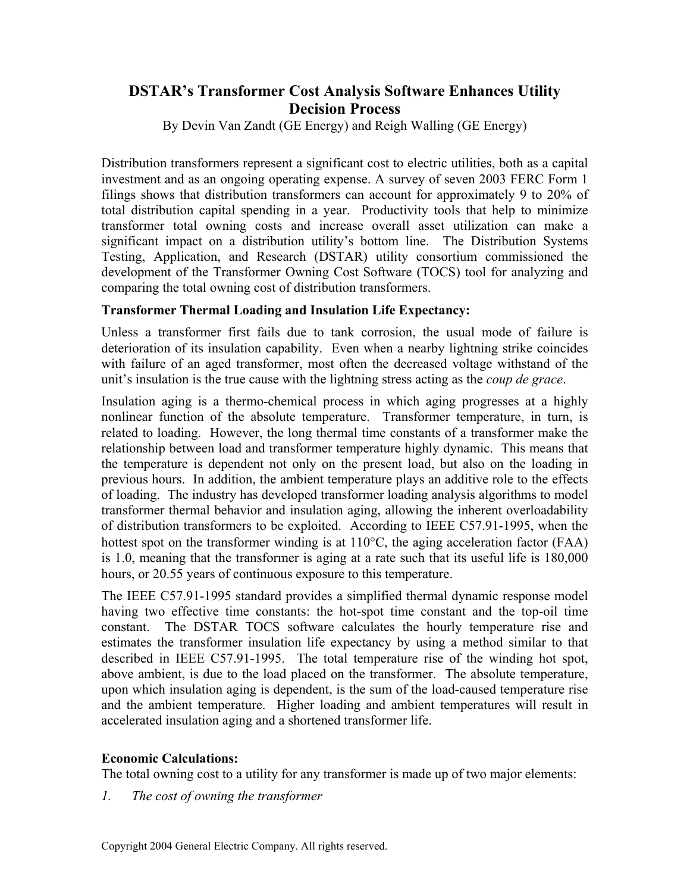# DSTAR's Transformer Cost Analysis Software Enhances Utility Decision Process

By Devin Van Zandt (GE Energy) and Reigh Walling (GE Energy)

Distribution transformers represent a significant cost to electric utilities, both as a capital investment and as an ongoing operating expense. A survey of seven 2003 FERC Form 1 filings shows that distribution transformers can account for approximately 9 to 20% of total distribution capital spending in a year. Productivity tools that help to minimize transformer total owning costs and increase overall asset utilization can make a significant impact on a distribution utility's bottom line. The Distribution Systems Testing, Application, and Research (DSTAR) utility consortium commissioned the development of the Transformer Owning Cost Software (TOCS) tool for analyzing and comparing the total owning cost of distribution transformers.

**Transformer Thermal Loading and Insulation Life Expectancy:**

Unless a transformer first fails due to tank corrosion, the usual mode of failure is deterioration of its insulation capability. Even when a nearby lightning strike coincides with failure of an aged transformer, most often the decreased voltage withstand of the unit's insulation is the true cause with the lightning stress acting as the *coup de grace*.

Insulation aging is a thermo-chemical process in which aging progresses at a highly nonlinear function of the absolute temperature. Transformer temperature, in turn, is related to loading. However, the long thermal time constants of a transformer make the relationship between load and transformer temperature highly dynamic. This means that the temperature is dependent not only on the present load, but also on the loading in previous hours. In addition, the ambient temperature plays an additive role to the effects of loading. The industry has developed transformer loading analysis algorithms to model transformer thermal behavior and insulation aging, allowing the inherent overloadability of distribution transformers to be exploited. According to IEEE C57.91-1995, when the hottest spot on the transformer winding is at 110°C, the aging acceleration factor (FAA) is 1.0, meaning that the transformer is aging at a rate such that its useful life is 180,000 hours, or 20.55 years of continuous exposure to this temperature.

The IEEE C57.91-1995 standard provides a simplified thermal dynamic response model having two effective time constants: the hot-spot time constant and the top-oil time constant. The DSTAR TOCS software calculates the hourly temperature rise and estimates the transformer insulation life expectancy by using a method similar to that described in IEEE C57.91-1995. The total temperature rise of the winding hot spot, above ambient, is due to the load placed on the transformer. The absolute temperature, upon which insulation aging is dependent, is the sum of the load-caused temperature rise and the ambient temperature. Higher loading and ambient temperatures will result in accelerated insulation aging and a shortened transformer life.

**Economic Calculations:**

The total owning cost to a utility for any transformer is made up of two major elements:

1. *The cost of owning the transformer*

Copyright 2004 General Electric Company. All rights reserved.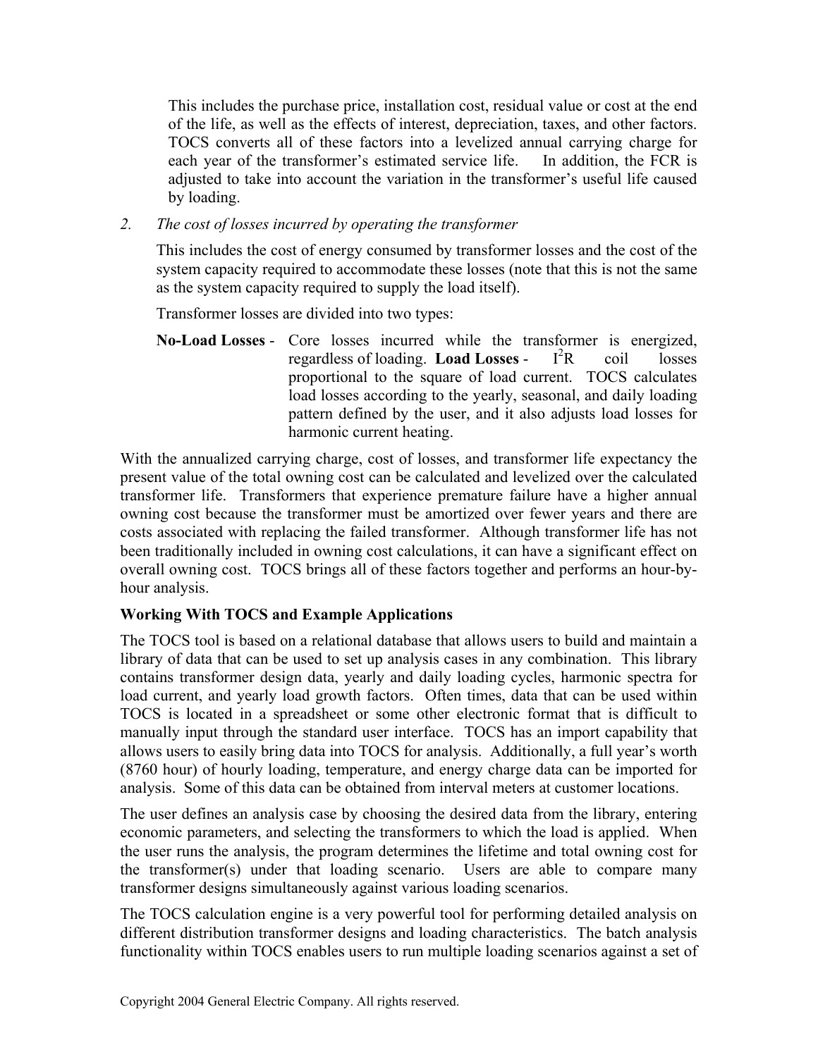This includes the purchase price, installation cost, residual value or cost at the end of the life, as well as the effects of interest, depreciation, taxes, and other factors. TOCS converts all of these factors into a levelized annual carrying charge for each year of the transformer's estimated service life. In addition, the FCR is adjusted to take into account the variation in the transformer's useful life caused by loading.

2. *The cost of losses incurred by operating the transformer*

   This includes the cost of energy consumed by transformer losses and the cost of the system capacity required to accommodate these losses (note that this is not the same as the system capacity required to supply the load itself).

   Transformer losses are divided into two types:

   **No-Load Losses** - Core losses incurred while the transformer is energized, regardless of loading.

   **Load Losses** - $I^2R$ coil losses proportional to the square of load current. TOCS calculates load losses according to the yearly, seasonal, and daily loading pattern defined by the user, and it also adjusts load losses for harmonic current heating.

With the annualized carrying charge, cost of losses, and transformer life expectancy the present value of the total owning cost can be calculated and levelized over the calculated transformer life. Transformers that experience premature failure have a higher annual owning cost because the transformer must be amortized over fewer years and there are costs associated with replacing the failed transformer. Although transformer life has not been traditionally included in owning cost calculations, it can have a significant effect on overall owning cost. TOCS brings all of these factors together and performs an hour-by-hour analysis.

**Working With TOCS and Example Applications**

The TOCS tool is based on a relational database that allows users to build and maintain a library of data that can be used to set up analysis cases in any combination. This library contains transformer design data, yearly and daily loading cycles, harmonic spectra for load current, and yearly load growth factors. Often times, data that can be used within TOCS is located in a spreadsheet or some other electronic format that is difficult to manually input through the standard user interface. TOCS has an import capability that allows users to easily bring data into TOCS for analysis. Additionally, a full year's worth (8760 hour) of hourly loading, temperature, and energy charge data can be imported for analysis. Some of this data can be obtained from interval meters at customer locations.

The user defines an analysis case by choosing the desired data from the library, entering economic parameters, and selecting the transformers to which the load is applied. When the user runs the analysis, the program determines the lifetime and total owning cost for the transformer(s) under that loading scenario. Users are able to compare many transformer designs simultaneously against various loading scenarios.

The TOCS calculation engine is a very powerful tool for performing detailed analysis on different distribution transformer designs and loading characteristics. The batch analysis functionality within TOCS enables users to run multiple loading scenarios against a set of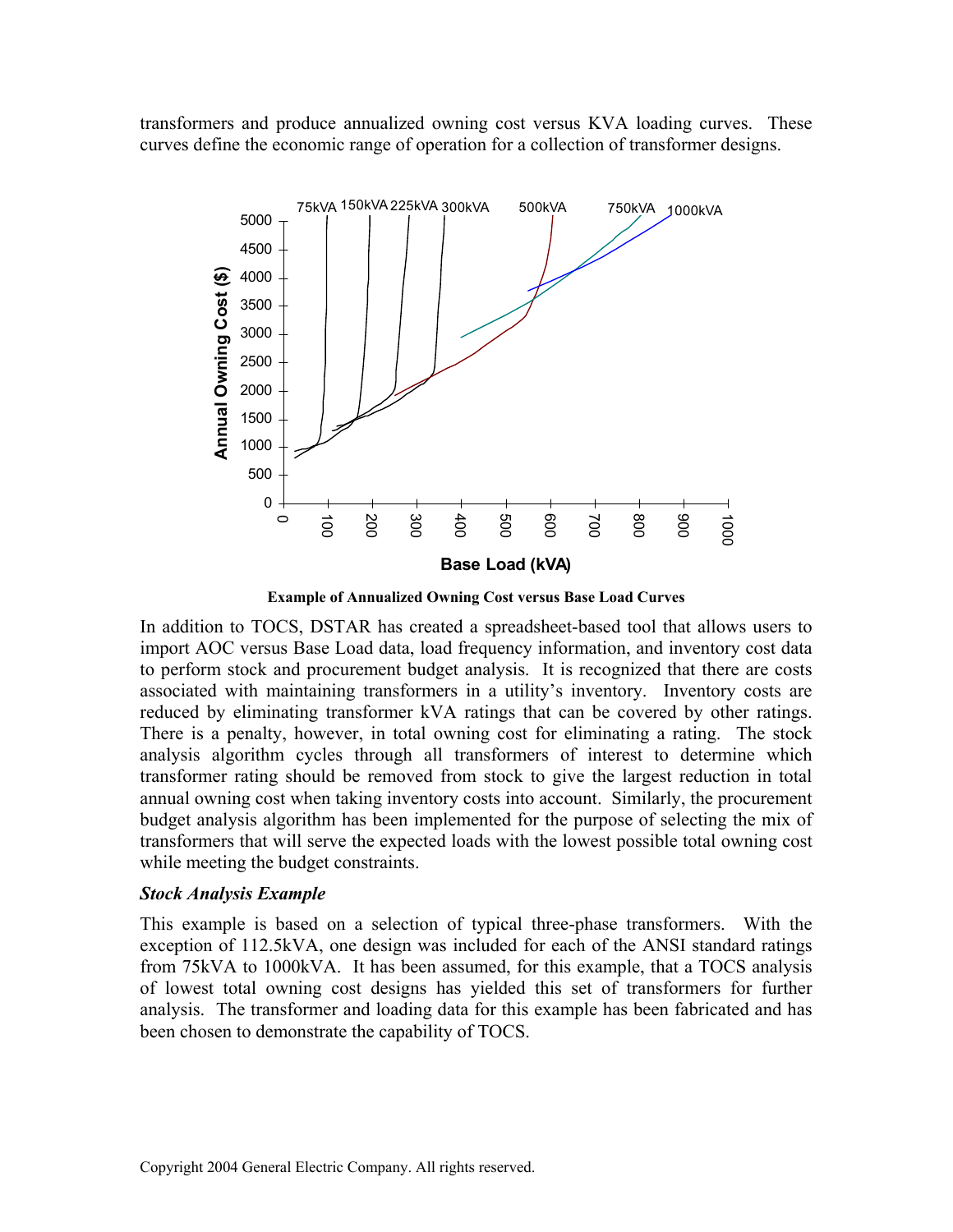transformers and produce annualized owning cost versus KVA loading curves. These curves define the economic range of operation for a collection of transformer designs.

**Example of Annualized Owning Cost versus Base Load Curves**

In addition to TOCS, DSTAR has created a spreadsheet-based tool that allows users to import AOC versus Base Load data, load frequency information, and inventory cost data to perform stock and procurement budget analysis. It is recognized that there are costs associated with maintaining transformers in a utility's inventory. Inventory costs are reduced by eliminating transformer kVA ratings that can be covered by other ratings. There is a penalty, however, in total owning cost for eliminating a rating. The stock analysis algorithm cycles through all transformers of interest to determine which transformer rating should be removed from stock to give the largest reduction in total annual owning cost when taking inventory costs into account. Similarly, the procurement budget analysis algorithm has been implemented for the purpose of selecting the mix of transformers that will serve the expected loads with the lowest possible total owning cost while meeting the budget constraints.

### *Stock Analysis Example*

This example is based on a selection of typical three-phase transformers. With the exception of 112.5kVA, one design was included for each of the ANSI standard ratings from 75kVA to 1000kVA. It has been assumed, for this example, that a TOCS analysis of lowest total owning cost designs has yielded this set of transformers for further analysis. The transformer and loading data for this example has been fabricated and has been chosen to demonstrate the capability of TOCS.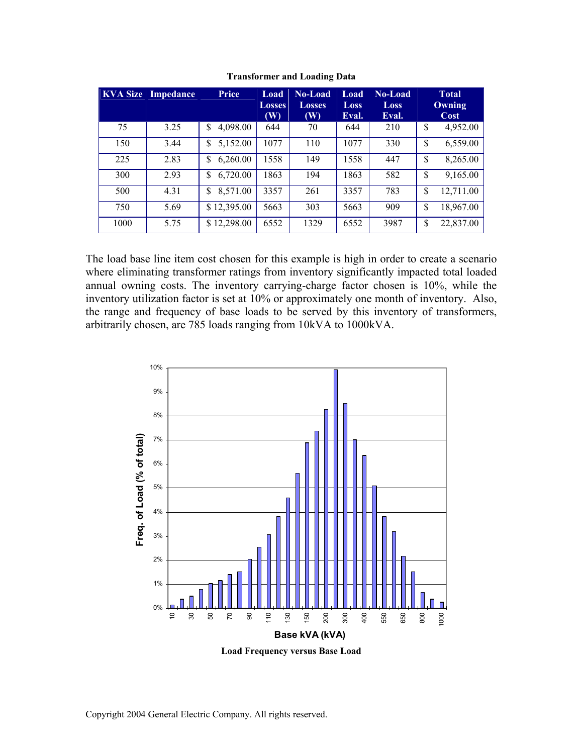**Transformer and Loading Data**

| KVA Size | Impedance | Price | Load Losses (W) | No-Load Losses (W) | Load Loss Eval. | No-Load Loss Eval. | Total Owning Cost |
|---|---|---|---|---|---|---|---|
| 75 | 3.25 | $ 4,098.00 | 644 | 70 | 644 | 210 | $ 4,952.00 |
| 150 | 3.44 | $ 5,152.00 | 1077 | 110 | 1077 | 330 | $ 6,559.00 |
| 225 | 2.83 | $ 6,260.00 | 1558 | 149 | 1558 | 447 | $ 8,265.00 |
| 300 | 2.93 | $ 6,720.00 | 1863 | 194 | 1863 | 582 | $ 9,165.00 |
| 500 | 4.31 | $ 8,571.00 | 3357 | 261 | 3357 | 783 | $ 12,711.00 |
| 750 | 5.69 | $ 12,395.00 | 5663 | 303 | 5663 | 909 | $ 18,967.00 |
| 1000 | 5.75 | $ 12,298.00 | 6552 | 1329 | 6552 | 3987 | $ 22,837.00 |

The load base line item cost chosen for this example is high in order to create a scenario where eliminating transformer ratings from inventory significantly impacted total loaded annual owning costs. The inventory carrying-charge factor chosen is 10%, while the inventory utilization factor is set at 10% or approximately one month of inventory. Also, the range and frequency of base loads to be served by this inventory of transformers, arbitrarily chosen, are 785 loads ranging from 10kVA to 1000kVA.

**Load Frequency versus Base Load**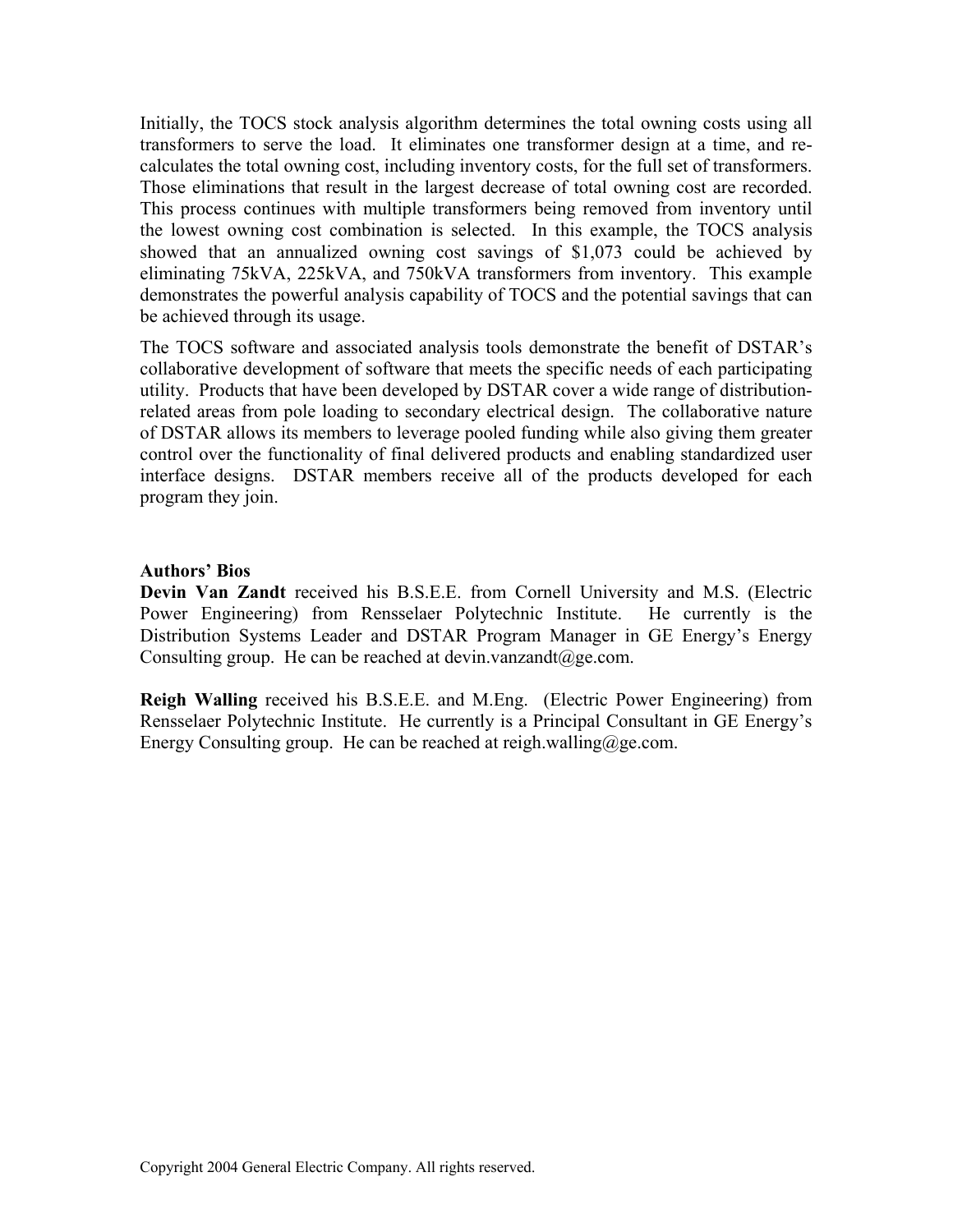Initially, the TOCS stock analysis algorithm determines the total owning costs using all transformers to serve the load. It eliminates one transformer design at a time, and re-calculates the total owning cost, including inventory costs, for the full set of transformers. Those eliminations that result in the largest decrease of total owning cost are recorded. This process continues with multiple transformers being removed from inventory until the lowest owning cost combination is selected. In this example, the TOCS analysis showed that an annualized owning cost savings of $1,073 could be achieved by eliminating 75kVA, 225kVA, and 750kVA transformers from inventory. This example demonstrates the powerful analysis capability of TOCS and the potential savings that can be achieved through its usage.

The TOCS software and associated analysis tools demonstrate the benefit of DSTAR's collaborative development of software that meets the specific needs of each participating utility. Products that have been developed by DSTAR cover a wide range of distribution-related areas from pole loading to secondary electrical design. The collaborative nature of DSTAR allows its members to leverage pooled funding while also giving them greater control over the functionality of final delivered products and enabling standardized user interface designs. DSTAR members receive all of the products developed for each program they join.

**Authors' Bios**

**Devin Van Zandt** received his B.S.E.E. from Cornell University and M.S. (Electric Power Engineering) from Rensselaer Polytechnic Institute. He currently is the Distribution Systems Leader and DSTAR Program Manager in GE Energy's Energy Consulting group. He can be reached at devin.vanzandt@ge.com.

**Reigh Walling** received his B.S.E.E. and M.Eng. (Electric Power Engineering) from Rensselaer Polytechnic Institute. He currently is a Principal Consultant in GE Energy's Energy Consulting group. He can be reached at reigh.walling@ge.com.

Copyright 2004 General Electric Company. All rights reserved.